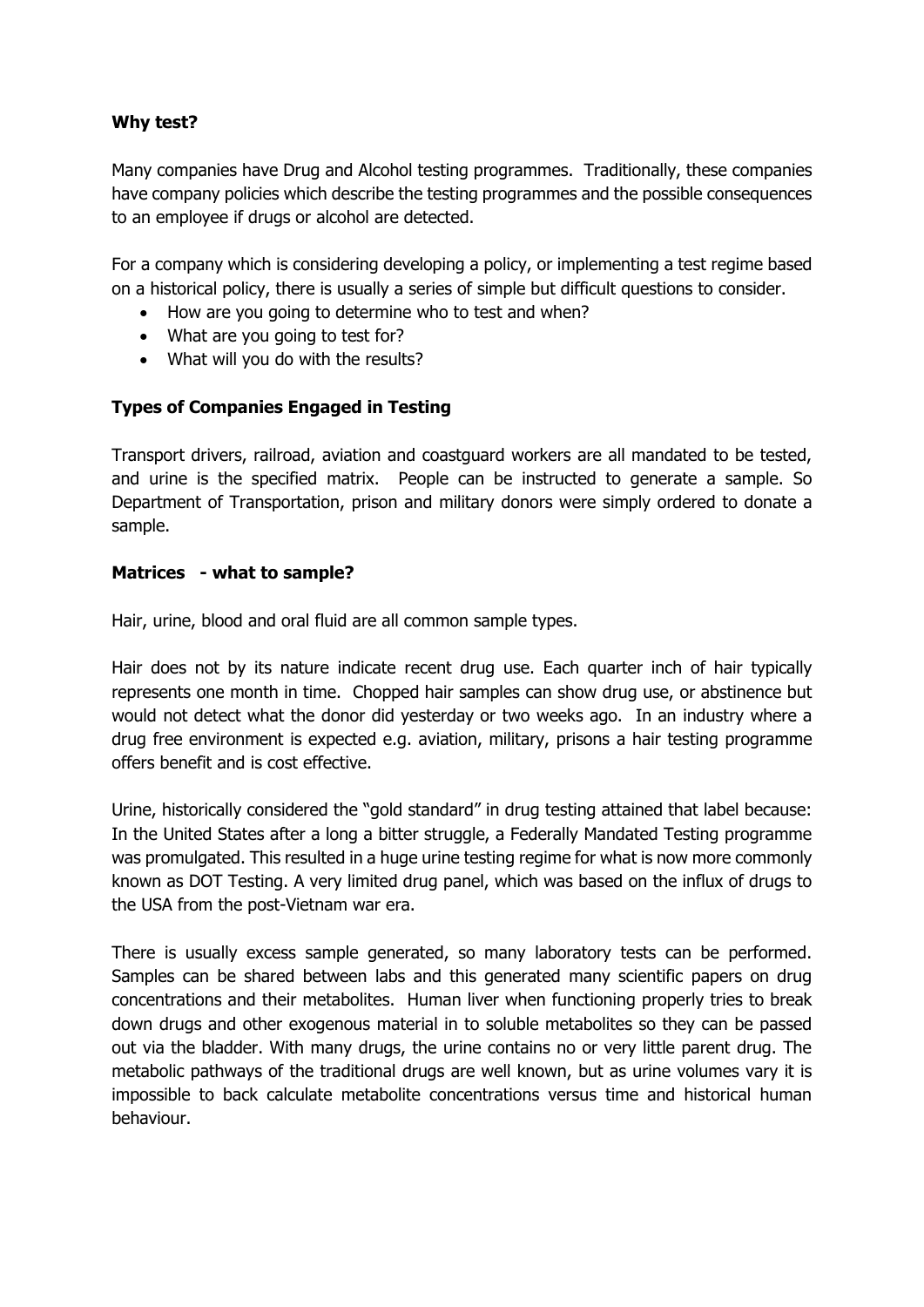**Why test?**

Many companies have Drug and Alcohol testing programmes. Traditionally, these companies have company policies which describe the testing programmes and the possible consequences to an employee if drugs or alcohol are detected.

For a company which is considering developing a policy, or implementing a test regime based on a historical policy, there is usually a series of simple but difficult questions to consider.

- How are you going to determine who to test and when?
- What are you going to test for?
- What will you do with the results?

**Types of Companies Engaged in Testing**

Transport drivers, railroad, aviation and coastguard workers are all mandated to be tested, and urine is the specified matrix. People can be instructed to generate a sample. So Department of Transportation, prison and military donors were simply ordered to donate a sample.

**Matrices - what to sample?**

Hair, urine, blood and oral fluid are all common sample types.

Hair does not by its nature indicate recent drug use. Each quarter inch of hair typically represents one month in time. Chopped hair samples can show drug use, or abstinence but would not detect what the donor did yesterday or two weeks ago. In an industry where a drug free environment is expected e.g. aviation, military, prisons a hair testing programme offers benefit and is cost effective.

Urine, historically considered the "gold standard" in drug testing attained that label because: In the United States after a long a bitter struggle, a Federally Mandated Testing programme was promulgated. This resulted in a huge urine testing regime for what is now more commonly known as DOT Testing. A very limited drug panel, which was based on the influx of drugs to the USA from the post-Vietnam war era.

There is usually excess sample generated, so many laboratory tests can be performed. Samples can be shared between labs and this generated many scientific papers on drug concentrations and their metabolites. Human liver when functioning properly tries to break down drugs and other exogenous material in to soluble metabolites so they can be passed out via the bladder. With many drugs, the urine contains no or very little parent drug. The metabolic pathways of the traditional drugs are well known, but as urine volumes vary it is impossible to back calculate metabolite concentrations versus time and historical human behaviour.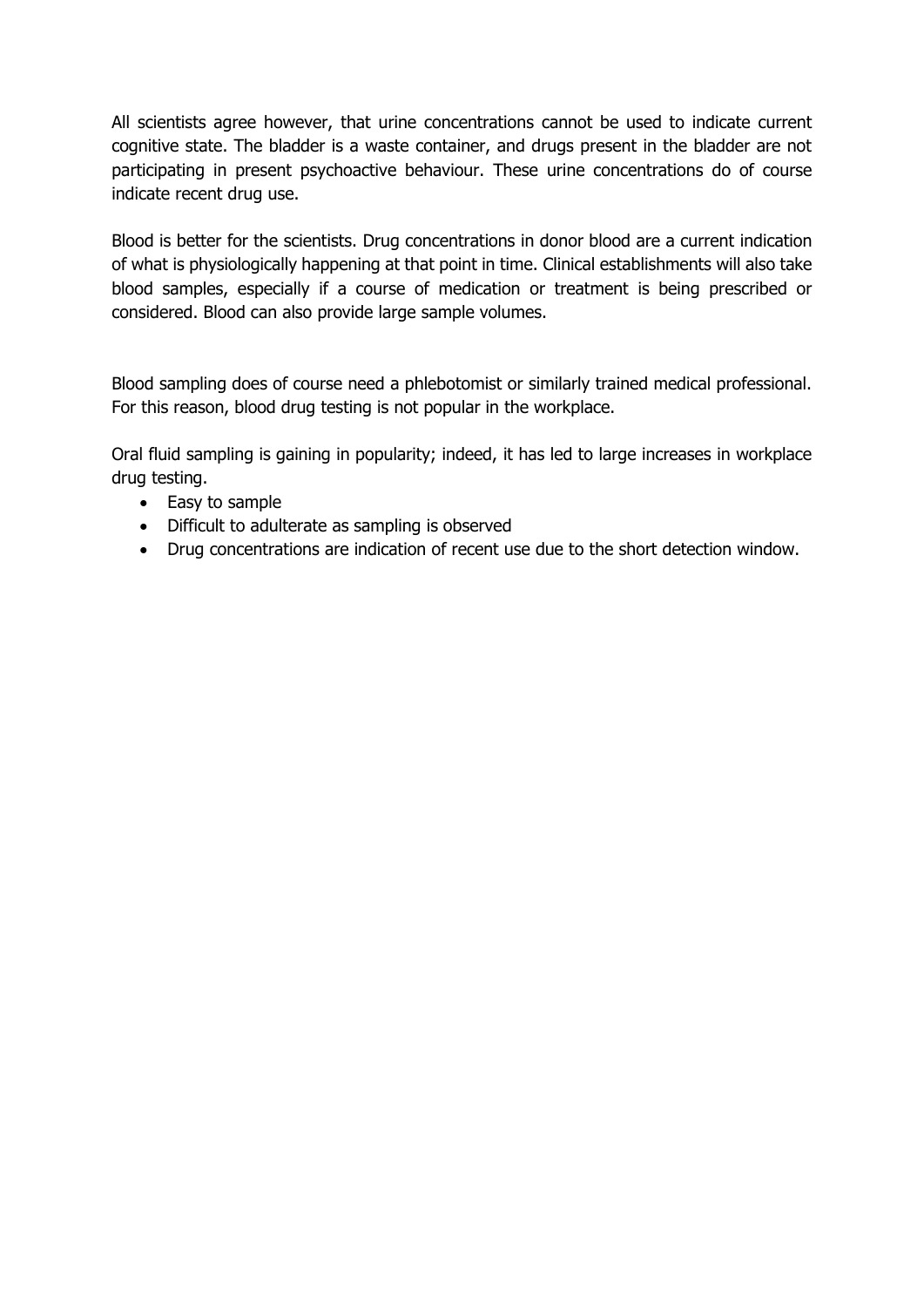All scientists agree however, that urine concentrations cannot be used to indicate current cognitive state. The bladder is a waste container, and drugs present in the bladder are not participating in present psychoactive behaviour. These urine concentrations do of course indicate recent drug use.

Blood is better for the scientists. Drug concentrations in donor blood are a current indication of what is physiologically happening at that point in time. Clinical establishments will also take blood samples, especially if a course of medication or treatment is being prescribed or considered. Blood can also provide large sample volumes.

Blood sampling does of course need a phlebotomist or similarly trained medical professional. For this reason, blood drug testing is not popular in the workplace.

Oral fluid sampling is gaining in popularity; indeed, it has led to large increases in workplace drug testing.

- Easy to sample
- Difficult to adulterate as sampling is observed
- Drug concentrations are indication of recent use due to the short detection window.